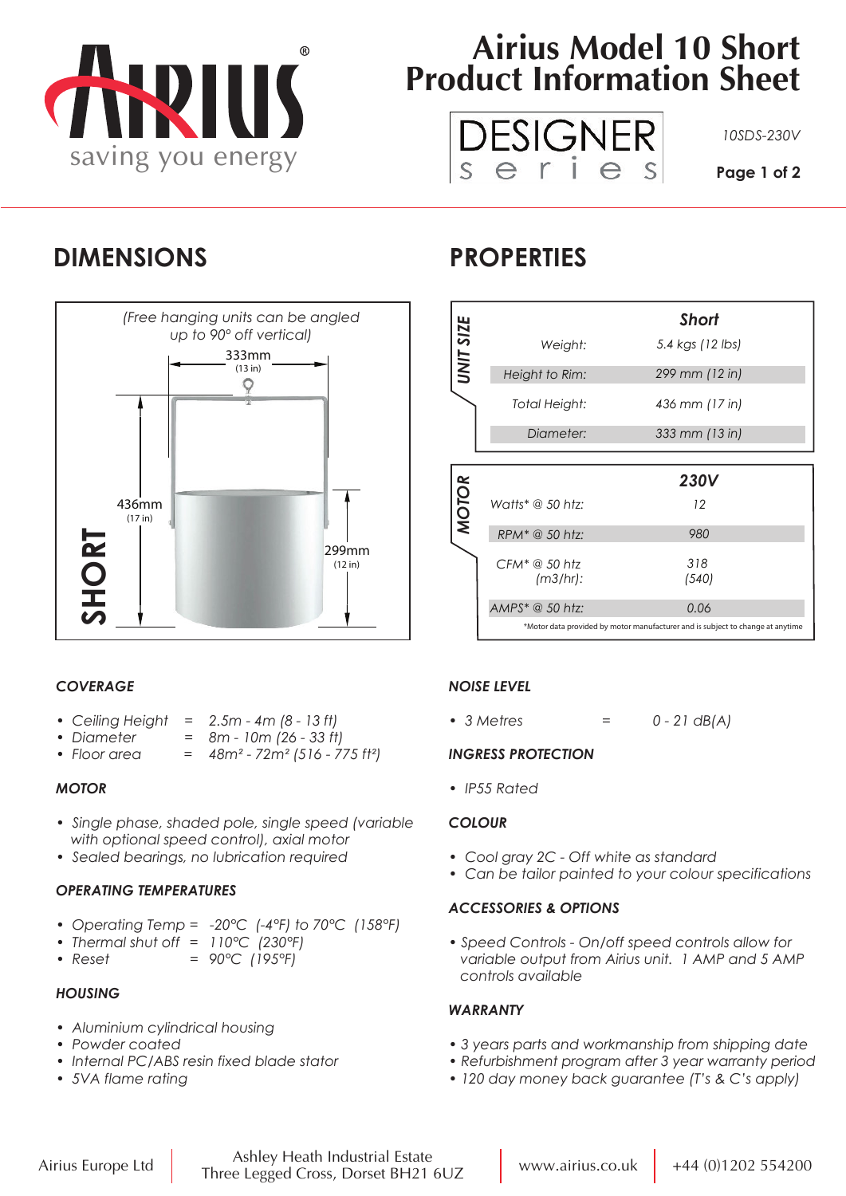# Airius Model 10 Short Product Information Sheet

DESIGNER series

10SDS-230V

## DIMENSIONS

(Free hanging units can be angled up to 90° off vertical)

SHORT

333mm (13 in)

436mm (17 in)

299mm (12 in)

## PROPERTIES

| UNIT SIZE | Short |
|---|---|
| Weight: | 5.4 kgs (12 lbs) |
| Height to Rim: | 299 mm (12 in) |
| Total Height: | 436 mm (17 in) |
| Diameter: | 333 mm (13 in) |

| MOTOR | 230V |
|---|---|
| Watts* @ 50 htz: | 12 |
| RPM* @ 50 htz: | 980 |
| CFM* @ 50 htz (m3/hr): | 318 (540) |
| AMPS* @ 50 htz: | 0.06 |

*Motor data provided by motor manufacturer and is subject to change at anytime

### *COVERAGE*

- *Ceiling Height = 2.5m - 4m (8 - 13 ft)*
- *Diameter = 8m - 10m (26 - 33 ft)*
- *Floor area = 48m² - 72m² (516 - 775 ft²)*

### *MOTOR*

- *Single phase, shaded pole, single speed (variable with optional speed control), axial motor*
- *Sealed bearings, no lubrication required*

### *OPERATING TEMPERATURES*

- *Operating Temp = -20°C (-4°F) to 70°C (158°F)*
- *Thermal shut off = 110°C (230°F)*
- *Reset = 90°C (195°F)*

### *HOUSING*

- *Aluminium cylindrical housing*
- *Powder coated*
- *Internal PC/ABS resin fixed blade stator*
- *5VA flame rating*

### *NOISE LEVEL*

- *3 Metres = 0 - 21 dB(A)*

### *INGRESS PROTECTION*

- *IP55 Rated*

### *COLOUR*

- *Cool gray 2C - Off white as standard*
- *Can be tailor painted to your colour specifications*

### *ACCESSORIES & OPTIONS*

- *Speed Controls - On/off speed controls allow for variable output from Airius unit. 1 AMP and 5 AMP controls available*

### *WARRANTY*

- *3 years parts and workmanship from shipping date*
- *Refurbishment program after 3 year warranty period*
- *120 day money back guarantee (T's & C's apply)*

Airius Europe Ltd | Ashley Heath Industrial Estate, Three Legged Cross, Dorset BH21 6UZ | www.airius.co.uk | +44 (0)1202 554200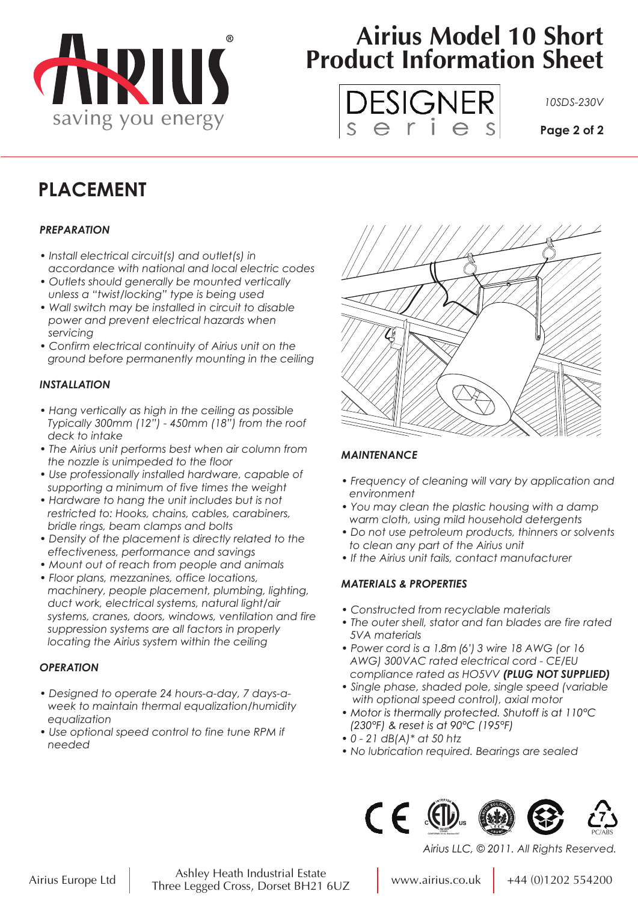# PLACEMENT

### *PREPARATION*

- *Install electrical circuit(s) and outlet(s) in accordance with national and local electric codes*
- *Outlets should generally be mounted vertically unless a "twist/locking" type is being used*
- *Wall switch may be installed in circuit to disable power and prevent electrical hazards when servicing*
- *Confirm electrical continuity of Airius unit on the ground before permanently mounting in the ceiling*

### *INSTALLATION*

- *Hang vertically as high in the ceiling as possible Typically 300mm (12") - 450mm (18") from the roof deck to intake*
- *The Airius unit performs best when air column from the nozzle is unimpeded to the floor*
- *Use professionally installed hardware, capable of supporting a minimum of five times the weight*
- *Hardware to hang the unit includes but is not restricted to: Hooks, chains, cables, carabiners, bridle rings, beam clamps and bolts*
- *Density of the placement is directly related to the effectiveness, performance and savings*
- *Mount out of reach from people and animals*
- *Floor plans, mezzanines, office locations, machinery, people placement, plumbing, lighting, duct work, electrical systems, natural light/air systems, cranes, doors, windows, ventilation and fire suppression systems are all factors in properly locating the Airius system within the ceiling*

### *OPERATION*

- *Designed to operate 24 hours-a-day, 7 days-a-week to maintain thermal equalization/humidity equalization*
- *Use optional speed control to fine tune RPM if needed*

### *MAINTENANCE*

- *Frequency of cleaning will vary by application and environment*
- *You may clean the plastic housing with a damp warm cloth, using mild household detergents*
- *Do not use petroleum products, thinners or solvents to clean any part of the Airius unit*
- *If the Airius unit fails, contact manufacturer*

### *MATERIALS & PROPERTIES*

- *Constructed from recyclable materials*
- *The outer shell, stator and fan blades are fire rated 5VA materials*
- *Power cord is a 1.8m (6') 3 wire 18 AWG (or 16 AWG) 300VAC rated electrical cord - CE/EU compliance rated as HO5VV* ***(PLUG NOT SUPPLIED)***
- *Single phase, shaded pole, single speed (variable with optional speed control), axial motor*
- *Motor is thermally protected. Shutoff is at 110°C (230°F) & reset is at 90°C (195°F)*
- *0 - 21 dB(A)\* at 50 htz*
- *No lubrication required. Bearings are sealed*

PC/ABS

*Airius LLC, © 2011. All Rights Reserved.*

Airius Europe Ltd | Ashley Heath Industrial Estate, Three Legged Cross, Dorset BH21 6UZ | www.airius.co.uk | +44 (0)1202 554200